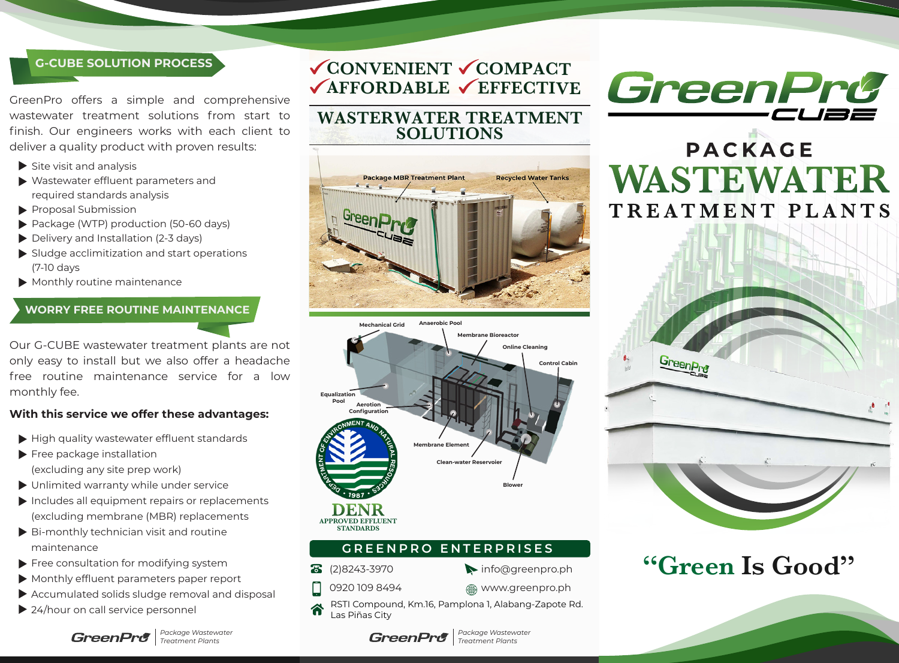## G-CUBE SOLUTION PROCESS

GreenPro offers a simple and comprehensive wastewater treatment solutions from start to finish. Our engineers works with each client to deliver a quality product with proven results:

- Site visit and analysis
- Wastewater effluent parameters and required standards analysis
- Proposal Submission
- Package (WTP) production (50-60 days)
- Delivery and Installation (2-3 days)
- Sludge acclimitization and start operations (7-10 days
- Monthly routine maintenance

## WORRY FREE ROUTINE MAINTENANCE

Our G-CUBE wastewater treatment plants are not only easy to install but we also offer a headache free routine maintenance service for a low monthly fee.

**With this service we offer these advantages:**

- High quality wastewater effluent standards
- Free package installation (excluding any site prep work)
- Unlimited warranty while under service
- Includes all equipment repairs or replacements (excluding membrane (MBR) replacements
- Bi-monthly technician visit and routine maintenance
- Free consultation for modifying system
- Monthly effluent parameters paper report
- Accumulated solids sludge removal and disposal
- 24/hour on call service personnel

✓CONVENIENT ✓COMPACT
✓AFFORDABLE ✓EFFECTIVE

## WASTERWATER TREATMENT SOLUTIONS

Package MBR Treatment Plant
Recycled Water Tanks

Mechanical Grid
Anaerobic Pool
Membrane Bioreactor
Online Cleaning
Control Cabin
Equalization Pool
Aerotion Configuration
Membrane Element
Clean-water Reservoier
Blower

DEPARTMENT OF ENVIRONMENT AND NATURAL RESOURCES • 1987 •

**DENR**
APPROVED EFFLUENT STANDARDS

## GREENPRO ENTERPRISES

- (2)8243-3970
- info@greenpro.ph
- 0920 109 8494
- www.greenpro.ph
- RSTI Compound, Km.16, Pamplona 1, Alabang-Zapote Rd. Las Piñas City

GreenPro CUBE

# PACKAGE WASTEWATER TREATMENT PLANTS

"Green Is Good"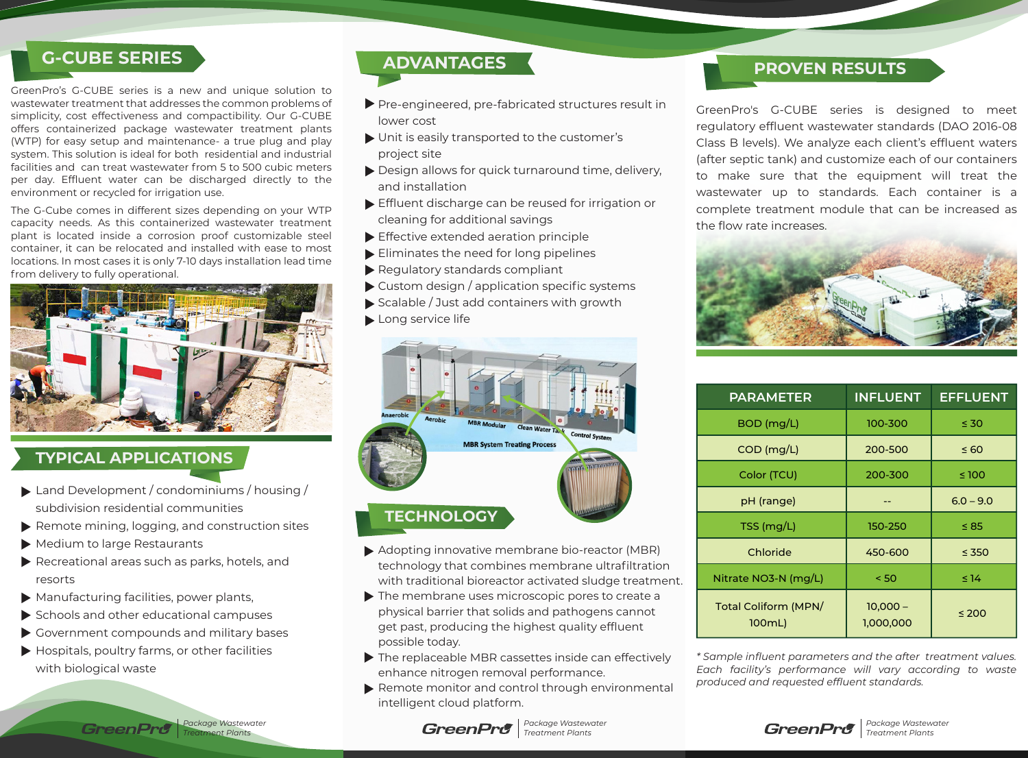## G-CUBE SERIES

GreenPro's G-CUBE series is a new and unique solution to wastewater treatment that addresses the common problems of simplicity, cost effectiveness and compactibility. Our G-CUBE offers containerized package wastewater treatment plants (WTP) for easy setup and maintenance- a true plug and play system. This solution is ideal for both residential and industrial facilities and can treat wastewater from 5 to 500 cubic meters per day. Effluent water can be discharged directly to the environment or recycled for irrigation use.

The G-Cube comes in different sizes depending on your WTP capacity needs. As this containerized wastewater treatment plant is located inside a corrosion proof customizable steel container, it can be relocated and installed with ease to most locations. In most cases it is only 7-10 days installation lead time from delivery to fully operational.

## TYPICAL APPLICATIONS

- Land Development / condominiums / housing / subdivision residential communities
- Remote mining, logging, and construction sites
- Medium to large Restaurants
- Recreational areas such as parks, hotels, and resorts
- Manufacturing facilities, power plants,
- Schools and other educational campuses
- Government compounds and military bases
- Hospitals, poultry farms, or other facilities with biological waste

## ADVANTAGES

- Pre-engineered, pre-fabricated structures result in lower cost
- Unit is easily transported to the customer's project site
- Design allows for quick turnaround time, delivery, and installation
- Effluent discharge can be reused for irrigation or cleaning for additional savings
- Effective extended aeration principle
- Eliminates the need for long pipelines
- Regulatory standards compliant
- Custom design / application specific systems
- Scalable / Just add containers with growth
- Long service life

Anaerobic
Aerobic
MBR Modular
Clean Water Tank
Control System
MBR System Treating Process

## TECHNOLOGY

- Adopting innovative membrane bio-reactor (MBR) technology that combines membrane ultrafiltration with traditional bioreactor activated sludge treatment.
- The membrane uses microscopic pores to create a physical barrier that solids and pathogens cannot get past, producing the highest quality effluent possible today.
- The replaceable MBR cassettes inside can effectively enhance nitrogen removal performance.
- Remote monitor and control through environmental intelligent cloud platform.

## PROVEN RESULTS

GreenPro's G-CUBE series is designed to meet regulatory effluent wastewater standards (DAO 2016-08 Class B levels). We analyze each client's effluent waters (after septic tank) and customize each of our containers to make sure that the equipment will treat the wastewater up to standards. Each container is a complete treatment module that can be increased as the flow rate increases.

| PARAMETER | INFLUENT | EFFLUENT |
|---|---|---|
| BOD (mg/L) | 100-300 | ≤ 30 |
| COD (mg/L) | 200-500 | ≤ 60 |
| Color (TCU) | 200-300 | ≤ 100 |
| pH (range) | -- | 6.0 – 9.0 |
| TSS (mg/L) | 150-250 | ≤ 85 |
| Chloride | 450-600 | ≤ 350 |
| Nitrate NO3-N (mg/L) | < 50 | ≤ 14 |
| Total Coliform (MPN/ 100mL) | 10,000 – 1,000,000 | ≤ 200 |

*\* Sample influent parameters and the after treatment values. Each facility's performance will vary according to waste produced and requested effluent standards.*